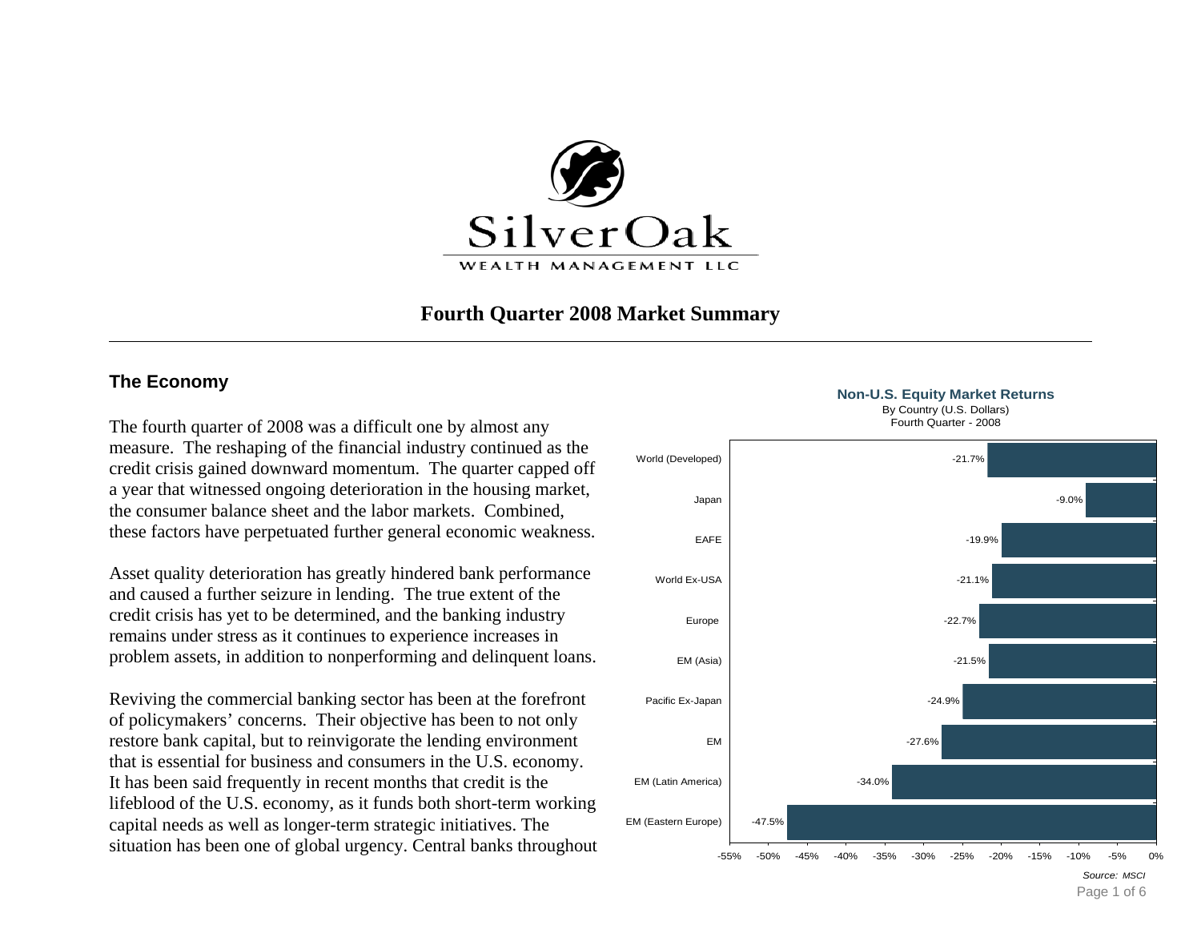SilverOak

WEALTH MANAGEMENT LLC

# Fourth Quarter 2008 Market Summary

## The Economy

The fourth quarter of 2008 was a difficult one by almost any measure. The reshaping of the financial industry continued as the credit crisis gained downward momentum. The quarter capped off a year that witnessed ongoing deterioration in the housing market, the consumer balance sheet and the labor markets. Combined, these factors have perpetuated further general economic weakness.

Asset quality deterioration has greatly hindered bank performance and caused a further seizure in lending. The true extent of the credit crisis has yet to be determined, and the banking industry remains under stress as it continues to experience increases in problem assets, in addition to nonperforming and delinquent loans.

Reviving the commercial banking sector has been at the forefront of policymakers' concerns. Their objective has been to not only restore bank capital, but to reinvigorate the lending environment that is essential for business and consumers in the U.S. economy. It has been said frequently in recent months that credit is the lifeblood of the U.S. economy, as it funds both short-term working capital needs as well as longer-term strategic initiatives. The situation has been one of global urgency. Central banks throughout

**Non-U.S. Equity Market Returns**
By Country (U.S. Dollars)
Fourth Quarter - 2008

World (Developed) -21.7%
Japan -9.0%
EAFE -19.9%
World Ex-USA -21.1%
Europe -22.7%
EM (Asia) -21.5%
Pacific Ex-Japan -24.9%
EM -27.6%
EM (Latin America) -34.0%
EM (Eastern Europe) -47.5%

-55% -50% -45% -40% -35% -30% -25% -20% -15% -10% -5% 0%

*Source: MSCI*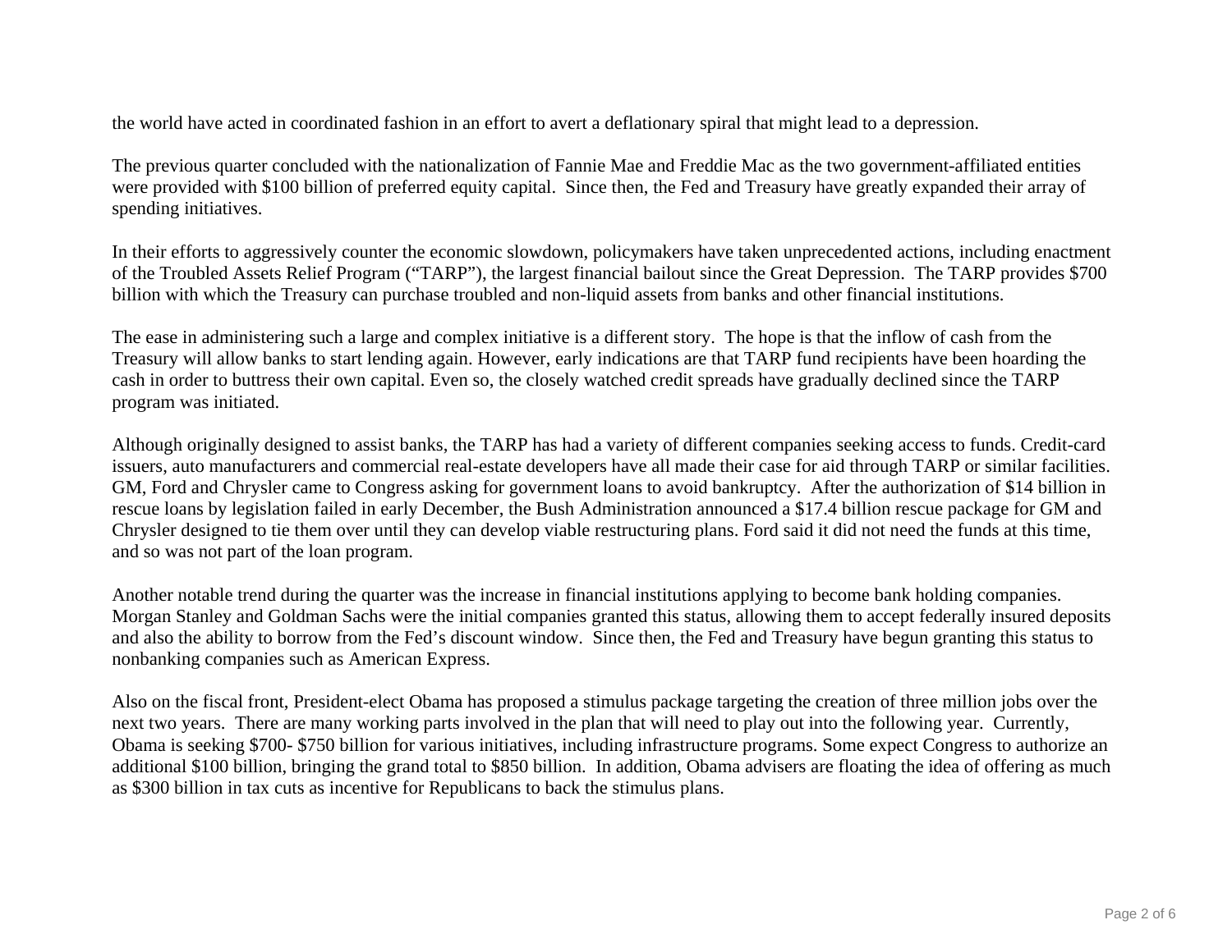the world have acted in coordinated fashion in an effort to avert a deflationary spiral that might lead to a depression.

The previous quarter concluded with the nationalization of Fannie Mae and Freddie Mac as the two government-affiliated entities were provided with $100 billion of preferred equity capital. Since then, the Fed and Treasury have greatly expanded their array of spending initiatives.

In their efforts to aggressively counter the economic slowdown, policymakers have taken unprecedented actions, including enactment of the Troubled Assets Relief Program ("TARP"), the largest financial bailout since the Great Depression. The TARP provides $700 billion with which the Treasury can purchase troubled and non-liquid assets from banks and other financial institutions.

The ease in administering such a large and complex initiative is a different story. The hope is that the inflow of cash from the Treasury will allow banks to start lending again. However, early indications are that TARP fund recipients have been hoarding the cash in order to buttress their own capital. Even so, the closely watched credit spreads have gradually declined since the TARP program was initiated.

Although originally designed to assist banks, the TARP has had a variety of different companies seeking access to funds. Credit-card issuers, auto manufacturers and commercial real-estate developers have all made their case for aid through TARP or similar facilities. GM, Ford and Chrysler came to Congress asking for government loans to avoid bankruptcy. After the authorization of $14 billion in rescue loans by legislation failed in early December, the Bush Administration announced a $17.4 billion rescue package for GM and Chrysler designed to tie them over until they can develop viable restructuring plans. Ford said it did not need the funds at this time, and so was not part of the loan program.

Another notable trend during the quarter was the increase in financial institutions applying to become bank holding companies. Morgan Stanley and Goldman Sachs were the initial companies granted this status, allowing them to accept federally insured deposits and also the ability to borrow from the Fed's discount window. Since then, the Fed and Treasury have begun granting this status to nonbanking companies such as American Express.

Also on the fiscal front, President-elect Obama has proposed a stimulus package targeting the creation of three million jobs over the next two years. There are many working parts involved in the plan that will need to play out into the following year. Currently, Obama is seeking $700- $750 billion for various initiatives, including infrastructure programs. Some expect Congress to authorize an additional $100 billion, bringing the grand total to $850 billion. In addition, Obama advisers are floating the idea of offering as much as $300 billion in tax cuts as incentive for Republicans to back the stimulus plans.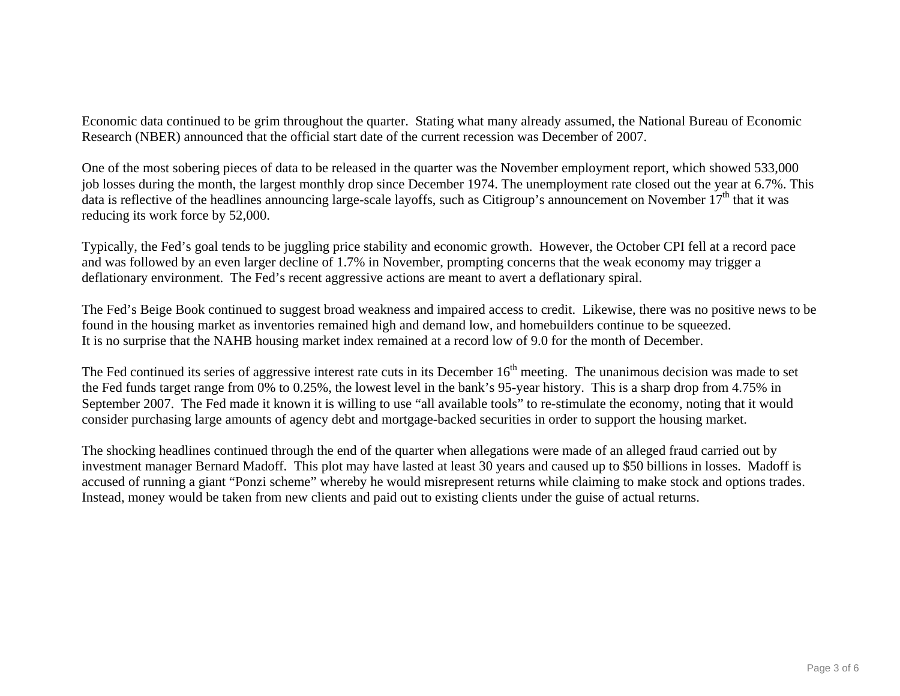Economic data continued to be grim throughout the quarter. Stating what many already assumed, the National Bureau of Economic Research (NBER) announced that the official start date of the current recession was December of 2007.

One of the most sobering pieces of data to be released in the quarter was the November employment report, which showed 533,000 job losses during the month, the largest monthly drop since December 1974. The unemployment rate closed out the year at 6.7%. This data is reflective of the headlines announcing large-scale layoffs, such as Citigroup's announcement on November 17th that it was reducing its work force by 52,000.

Typically, the Fed's goal tends to be juggling price stability and economic growth. However, the October CPI fell at a record pace and was followed by an even larger decline of 1.7% in November, prompting concerns that the weak economy may trigger a deflationary environment. The Fed's recent aggressive actions are meant to avert a deflationary spiral.

The Fed's Beige Book continued to suggest broad weakness and impaired access to credit. Likewise, there was no positive news to be found in the housing market as inventories remained high and demand low, and homebuilders continue to be squeezed.
It is no surprise that the NAHB housing market index remained at a record low of 9.0 for the month of December.

The Fed continued its series of aggressive interest rate cuts in its December 16th meeting. The unanimous decision was made to set the Fed funds target range from 0% to 0.25%, the lowest level in the bank's 95-year history. This is a sharp drop from 4.75% in September 2007. The Fed made it known it is willing to use "all available tools" to re-stimulate the economy, noting that it would consider purchasing large amounts of agency debt and mortgage-backed securities in order to support the housing market.

The shocking headlines continued through the end of the quarter when allegations were made of an alleged fraud carried out by investment manager Bernard Madoff. This plot may have lasted at least 30 years and caused up to $50 billions in losses. Madoff is accused of running a giant "Ponzi scheme" whereby he would misrepresent returns while claiming to make stock and options trades. Instead, money would be taken from new clients and paid out to existing clients under the guise of actual returns.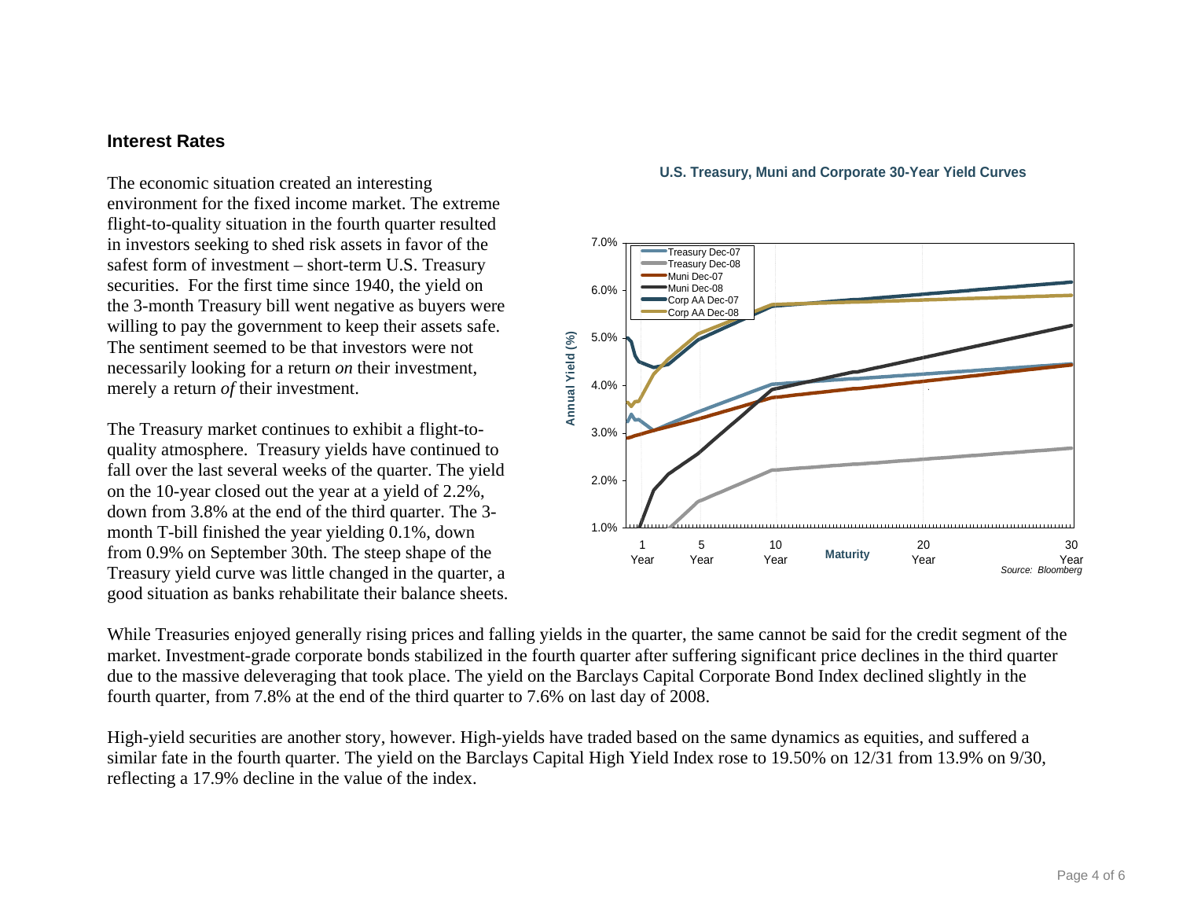## Interest Rates

The economic situation created an interesting environment for the fixed income market. The extreme flight-to-quality situation in the fourth quarter resulted in investors seeking to shed risk assets in favor of the safest form of investment – short-term U.S. Treasury securities. For the first time since 1940, the yield on the 3-month Treasury bill went negative as buyers were willing to pay the government to keep their assets safe. The sentiment seemed to be that investors were not necessarily looking for a return *on* their investment, merely a return *of* their investment.

The Treasury market continues to exhibit a flight-to-quality atmosphere. Treasury yields have continued to fall over the last several weeks of the quarter. The yield on the 10-year closed out the year at a yield of 2.2%, down from 3.8% at the end of the third quarter. The 3-month T-bill finished the year yielding 0.1%, down from 0.9% on September 30th. The steep shape of the Treasury yield curve was little changed in the quarter, a good situation as banks rehabilitate their balance sheets.

**U.S. Treasury, Muni and Corporate 30-Year Yield Curves**

Treasury Dec-07
Treasury Dec-08
Muni Dec-07
Muni Dec-08
Corp AA Dec-07
Corp AA Dec-08

Annual Yield (%)

7.0%
6.0%
5.0%
4.0%
3.0%
2.0%
1.0%

1 Year
5 Year
10 Year
Maturity
20 Year
30 Year

*Source: Bloomberg*

While Treasuries enjoyed generally rising prices and falling yields in the quarter, the same cannot be said for the credit segment of the market. Investment-grade corporate bonds stabilized in the fourth quarter after suffering significant price declines in the third quarter due to the massive deleveraging that took place. The yield on the Barclays Capital Corporate Bond Index declined slightly in the fourth quarter, from 7.8% at the end of the third quarter to 7.6% on last day of 2008.

High-yield securities are another story, however. High-yields have traded based on the same dynamics as equities, and suffered a similar fate in the fourth quarter. The yield on the Barclays Capital High Yield Index rose to 19.50% on 12/31 from 13.9% on 9/30, reflecting a 17.9% decline in the value of the index.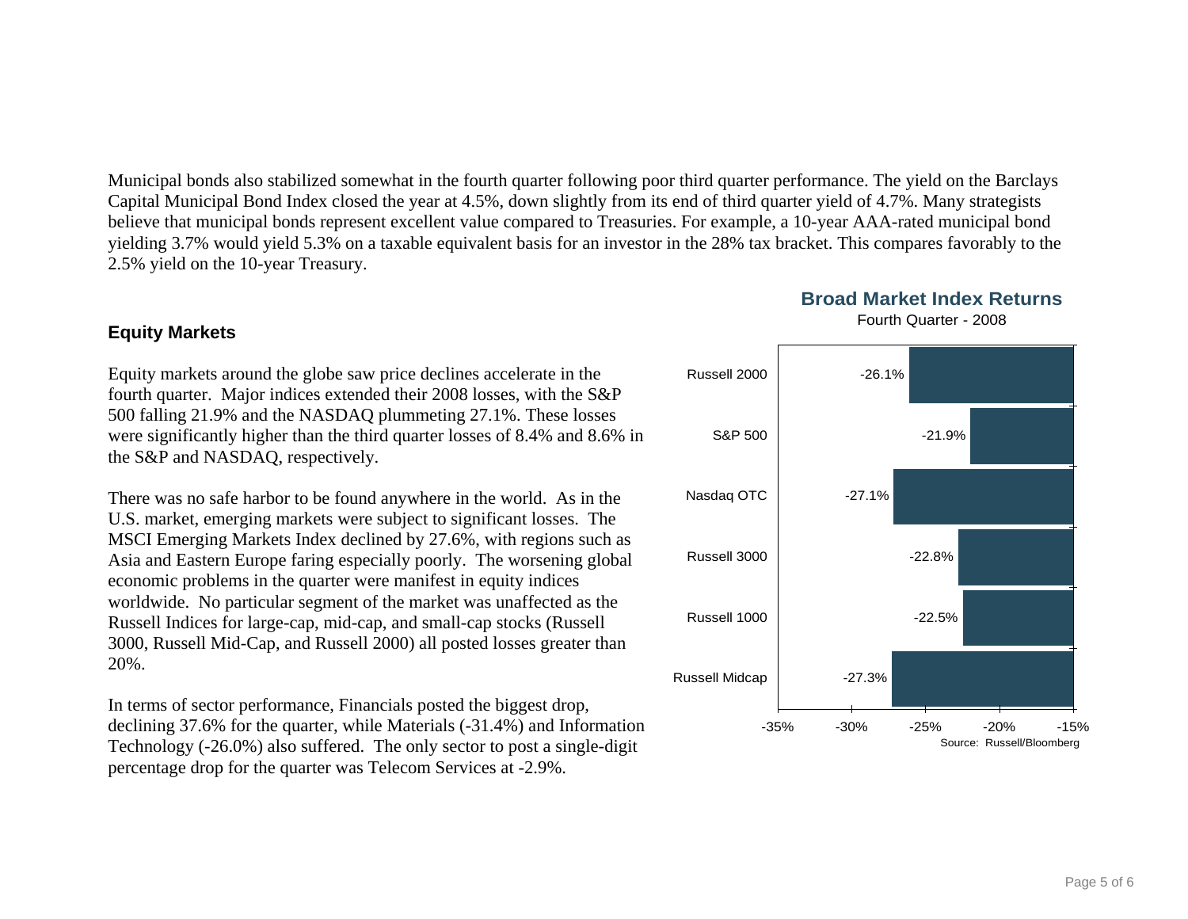Municipal bonds also stabilized somewhat in the fourth quarter following poor third quarter performance. The yield on the Barclays Capital Municipal Bond Index closed the year at 4.5%, down slightly from its end of third quarter yield of 4.7%. Many strategists believe that municipal bonds represent excellent value compared to Treasuries. For example, a 10-year AAA-rated municipal bond yielding 3.7% would yield 5.3% on a taxable equivalent basis for an investor in the 28% tax bracket. This compares favorably to the 2.5% yield on the 10-year Treasury.

### Equity Markets

Equity markets around the globe saw price declines accelerate in the fourth quarter. Major indices extended their 2008 losses, with the S&P 500 falling 21.9% and the NASDAQ plummeting 27.1%. These losses were significantly higher than the third quarter losses of 8.4% and 8.6% in the S&P and NASDAQ, respectively.

There was no safe harbor to be found anywhere in the world. As in the U.S. market, emerging markets were subject to significant losses. The MSCI Emerging Markets Index declined by 27.6%, with regions such as Asia and Eastern Europe faring especially poorly. The worsening global economic problems in the quarter were manifest in equity indices worldwide. No particular segment of the market was unaffected as the Russell Indices for large-cap, mid-cap, and small-cap stocks (Russell 3000, Russell Mid-Cap, and Russell 2000) all posted losses greater than 20%.

In terms of sector performance, Financials posted the biggest drop, declining 37.6% for the quarter, while Materials (-31.4%) and Information Technology (-26.0%) also suffered. The only sector to post a single-digit percentage drop for the quarter was Telecom Services at -2.9%.

**Broad Market Index Returns**

Fourth Quarter - 2008

| Index | Return |
|---|---|
| Russell 2000 | -26.1% |
| S&P 500 | -21.9% |
| Nasdaq OTC | -27.1% |
| Russell 3000 | -22.8% |
| Russell 1000 | -22.5% |
| Russell Midcap | -27.3% |

Source: Russell/Bloomberg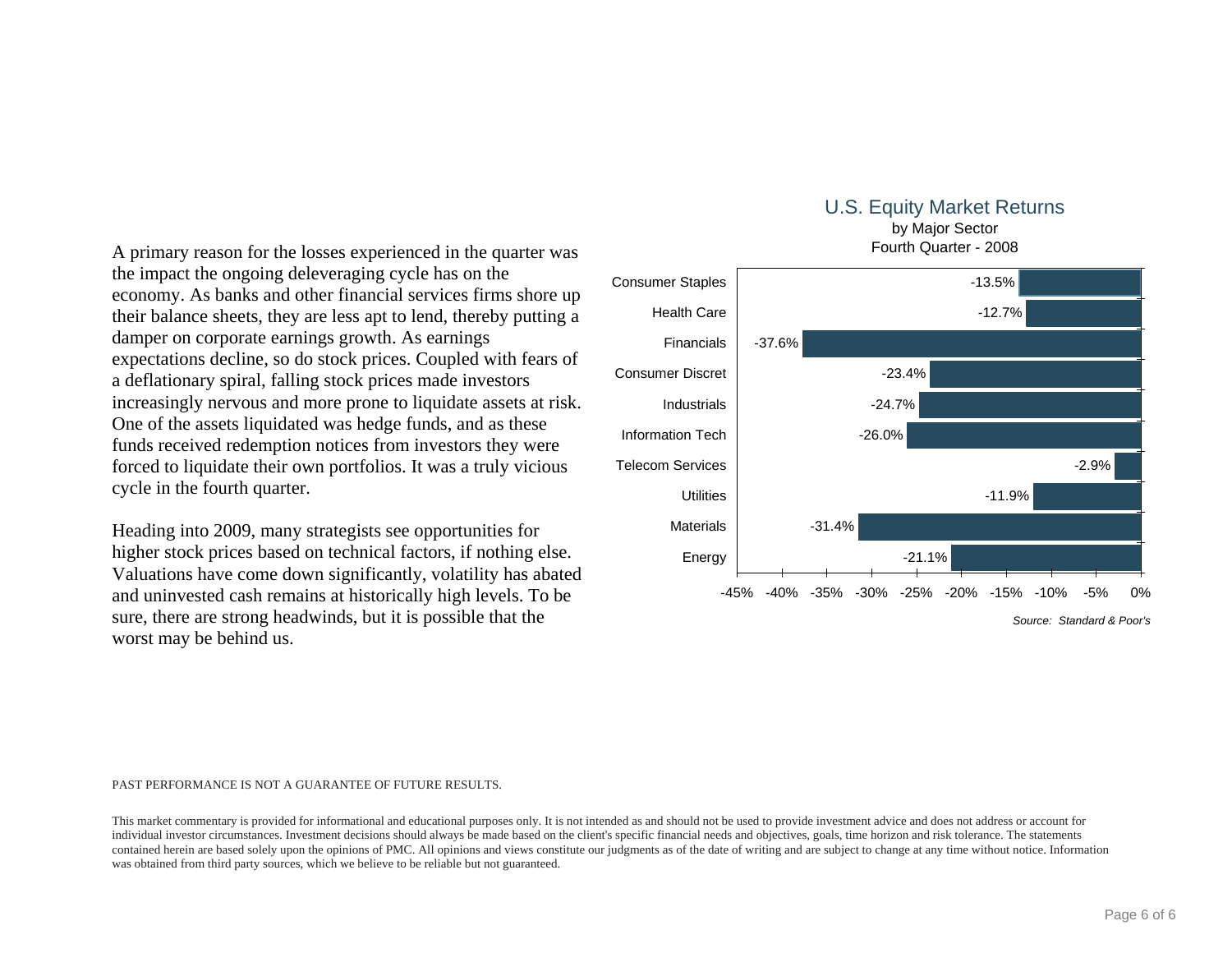A primary reason for the losses experienced in the quarter was the impact the ongoing deleveraging cycle has on the economy. As banks and other financial services firms shore up their balance sheets, they are less apt to lend, thereby putting a damper on corporate earnings growth. As earnings expectations decline, so do stock prices. Coupled with fears of a deflationary spiral, falling stock prices made investors increasingly nervous and more prone to liquidate assets at risk. One of the assets liquidated was hedge funds, and as these funds received redemption notices from investors they were forced to liquidate their own portfolios. It was a truly vicious cycle in the fourth quarter.

Heading into 2009, many strategists see opportunities for higher stock prices based on technical factors, if nothing else. Valuations have come down significantly, volatility has abated and uninvested cash remains at historically high levels. To be sure, there are strong headwinds, but it is possible that the worst may be behind us.

U.S. Equity Market Returns
by Major Sector
Fourth Quarter - 2008

Consumer Staples -13.5%
Health Care -12.7%
Financials -37.6%
Consumer Discret -23.4%
Industrials -24.7%
Information Tech -26.0%
Telecom Services -2.9%
Utilities -11.9%
Materials -31.4%
Energy -21.1%

-45% -40% -35% -30% -25% -20% -15% -10% -5% 0%

*Source: Standard & Poor's*

PAST PERFORMANCE IS NOT A GUARANTEE OF FUTURE RESULTS.

This market commentary is provided for informational and educational purposes only. It is not intended as and should not be used to provide investment advice and does not address or account for individual investor circumstances. Investment decisions should always be made based on the client's specific financial needs and objectives, goals, time horizon and risk tolerance. The statements contained herein are based solely upon the opinions of PMC. All opinions and views constitute our judgments as of the date of writing and are subject to change at any time without notice. Information was obtained from third party sources, which we believe to be reliable but not guaranteed.